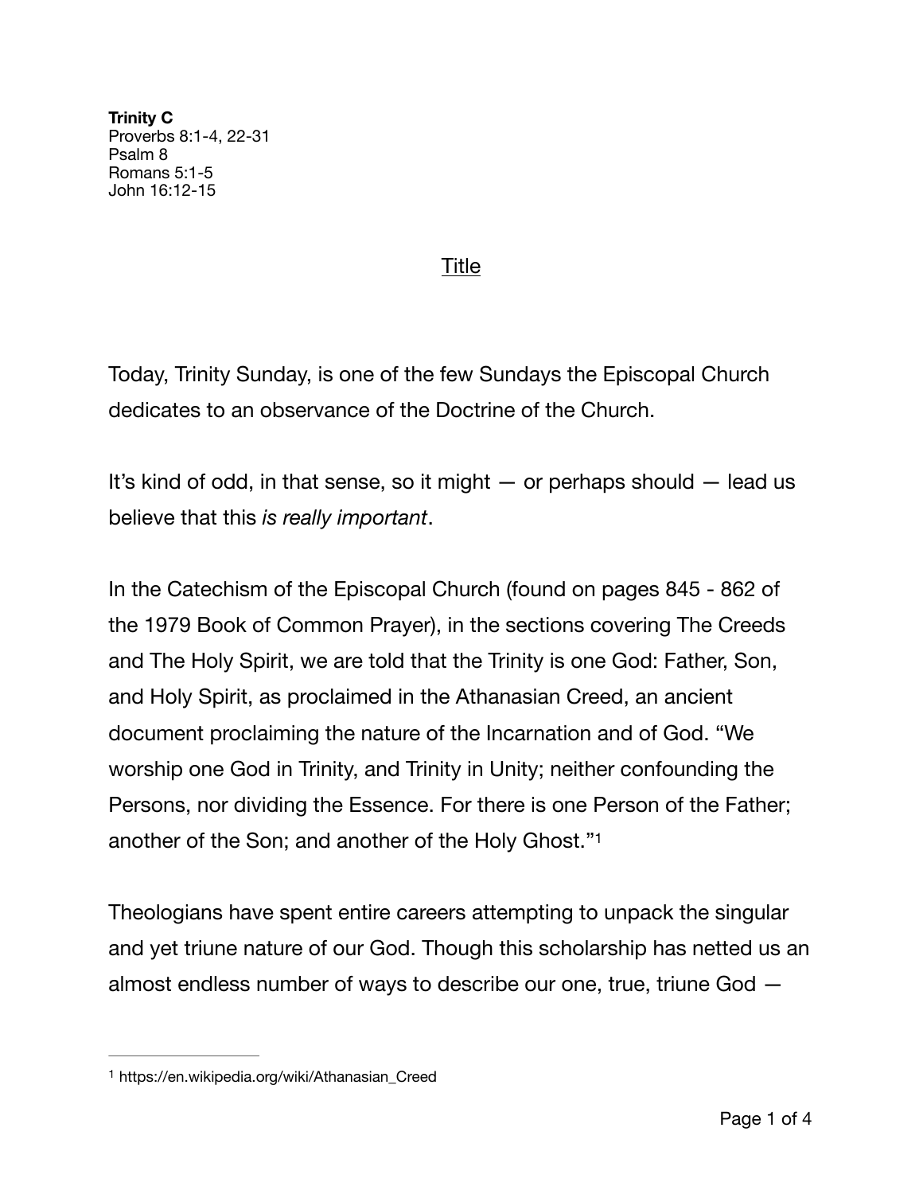**Trinity C**
Proverbs 8:1-4, 22-31
Psalm 8
Romans 5:1-5
John 16:12-15

<u>Title</u>

Today, Trinity Sunday, is one of the few Sundays the Episcopal Church dedicates to an observance of the Doctrine of the Church.

It's kind of odd, in that sense, so it might — or perhaps should — lead us believe that this *is really important*.

In the Catechism of the Episcopal Church (found on pages 845 - 862 of the 1979 Book of Common Prayer), in the sections covering The Creeds and The Holy Spirit, we are told that the Trinity is one God: Father, Son, and Holy Spirit, as proclaimed in the Athanasian Creed, an ancient document proclaiming the nature of the Incarnation and of God. "We worship one God in Trinity, and Trinity in Unity; neither confounding the Persons, nor dividing the Essence. For there is one Person of the Father; another of the Son; and another of the Holy Ghost."[1]

Theologians have spent entire careers attempting to unpack the singular and yet triune nature of our God. Though this scholarship has netted us an almost endless number of ways to describe our one, true, triune God —

---

[1] https://en.wikipedia.org/wiki/Athanasian_Creed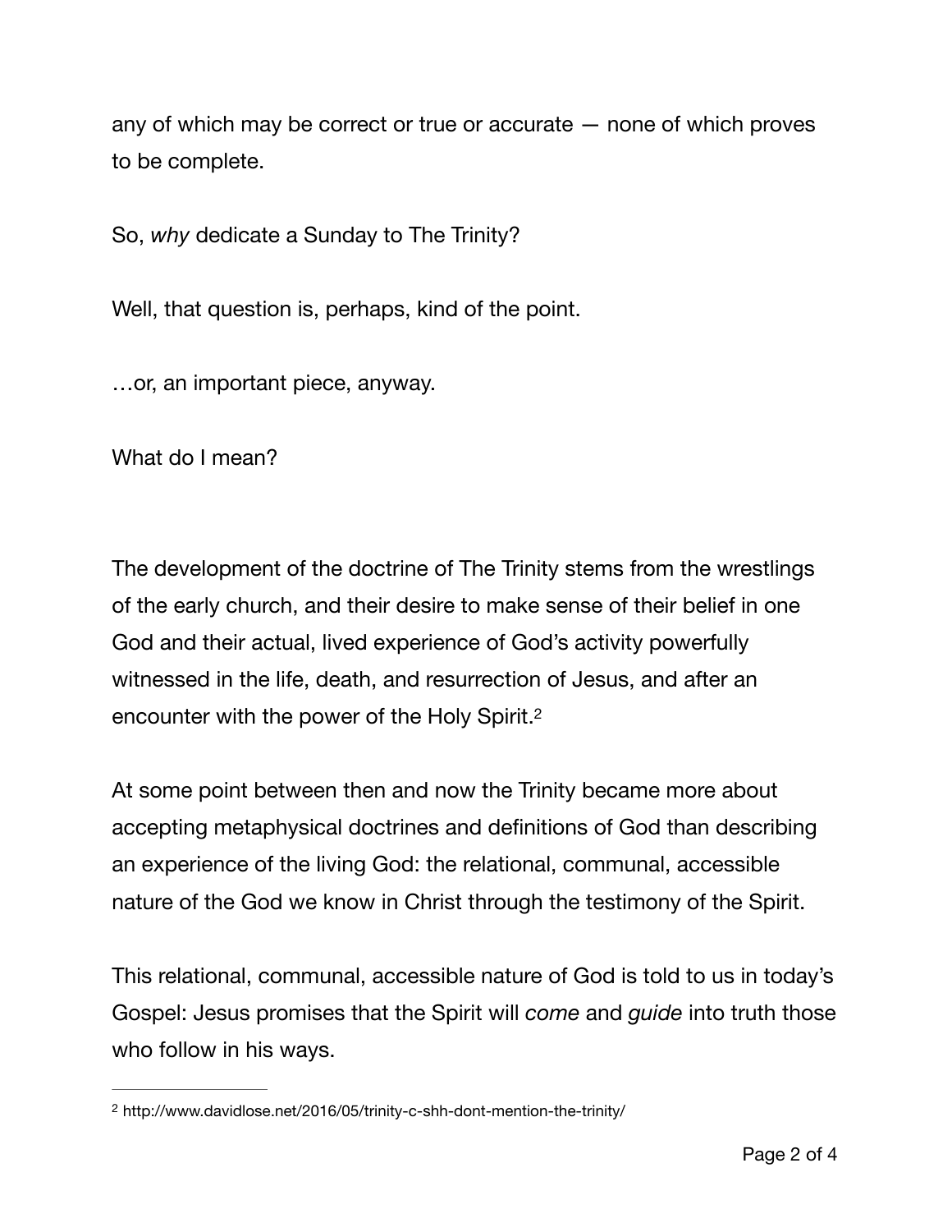any of which may be correct or true or accurate — none of which proves to be complete.

So, *why* dedicate a Sunday to The Trinity?

Well, that question is, perhaps, kind of the point.

…or, an important piece, anyway.

What do I mean?

The development of the doctrine of The Trinity stems from the wrestlings of the early church, and their desire to make sense of their belief in one God and their actual, lived experience of God's activity powerfully witnessed in the life, death, and resurrection of Jesus, and after an encounter with the power of the Holy Spirit.[2]

At some point between then and now the Trinity became more about accepting metaphysical doctrines and definitions of God than describing an experience of the living God: the relational, communal, accessible nature of the God we know in Christ through the testimony of the Spirit.

This relational, communal, accessible nature of God is told to us in today's Gospel: Jesus promises that the Spirit will *come* and *guide* into truth those who follow in his ways.

---

[2] http://www.davidlose.net/2016/05/trinity-c-shh-dont-mention-the-trinity/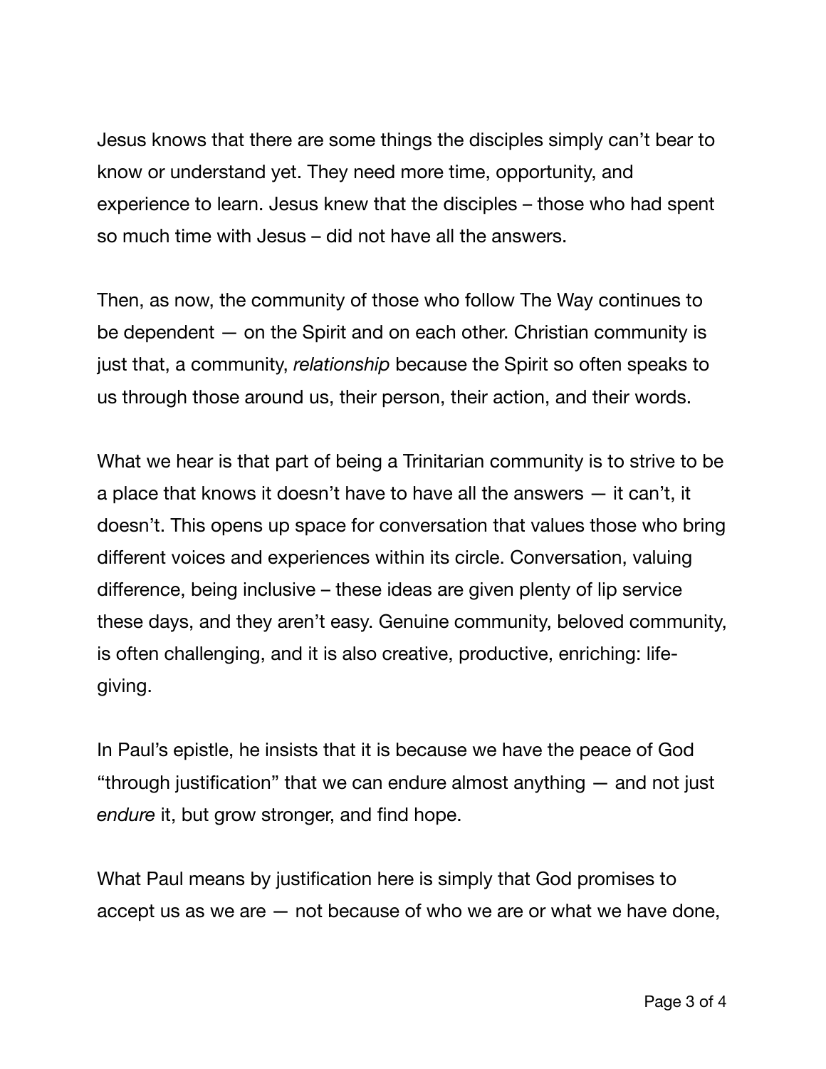Jesus knows that there are some things the disciples simply can't bear to know or understand yet. They need more time, opportunity, and experience to learn. Jesus knew that the disciples – those who had spent so much time with Jesus – did not have all the answers.

Then, as now, the community of those who follow The Way continues to be dependent — on the Spirit and on each other. Christian community is just that, a community, *relationship* because the Spirit so often speaks to us through those around us, their person, their action, and their words.

What we hear is that part of being a Trinitarian community is to strive to be a place that knows it doesn't have to have all the answers — it can't, it doesn't. This opens up space for conversation that values those who bring different voices and experiences within its circle. Conversation, valuing difference, being inclusive – these ideas are given plenty of lip service these days, and they aren't easy. Genuine community, beloved community, is often challenging, and it is also creative, productive, enriching: life-giving.

In Paul's epistle, he insists that it is because we have the peace of God "through justification" that we can endure almost anything — and not just *endure* it, but grow stronger, and find hope.

What Paul means by justification here is simply that God promises to accept us as we are — not because of who we are or what we have done,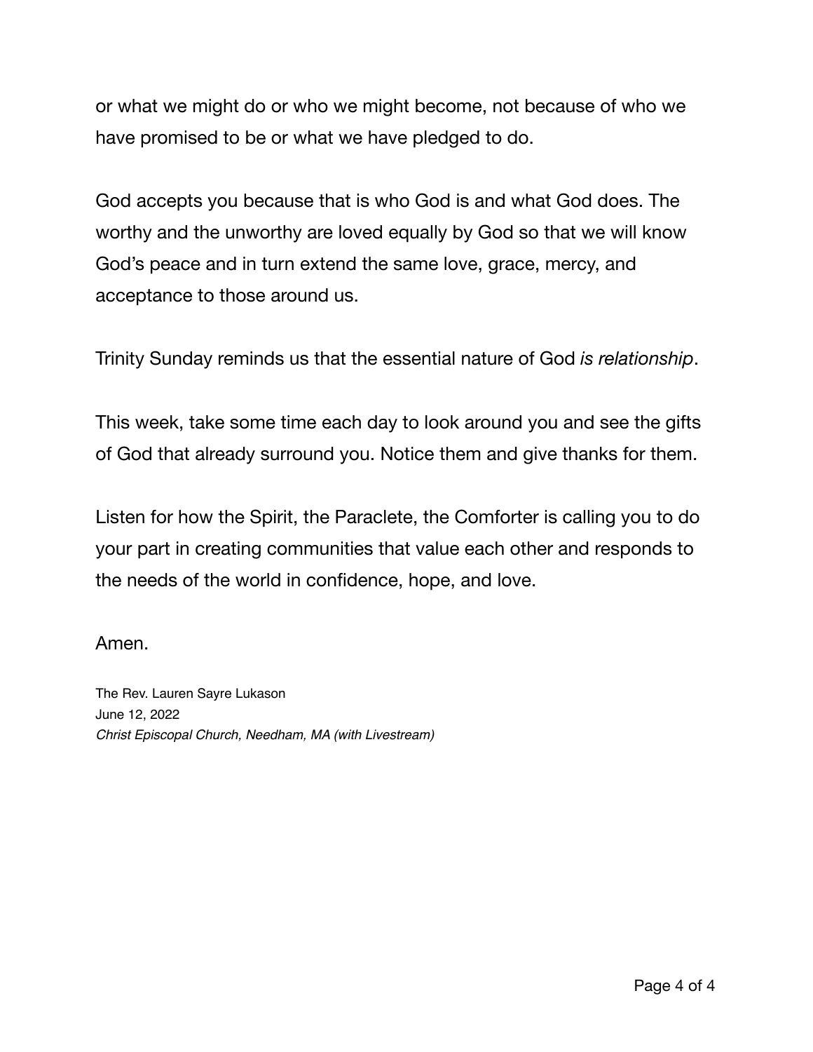or what we might do or who we might become, not because of who we have promised to be or what we have pledged to do.

God accepts you because that is who God is and what God does. The worthy and the unworthy are loved equally by God so that we will know God's peace and in turn extend the same love, grace, mercy, and acceptance to those around us.

Trinity Sunday reminds us that the essential nature of God *is relationship*.

This week, take some time each day to look around you and see the gifts of God that already surround you. Notice them and give thanks for them.

Listen for how the Spirit, the Paraclete, the Comforter is calling you to do your part in creating communities that value each other and responds to the needs of the world in confidence, hope, and love.

Amen.

The Rev. Lauren Sayre Lukason
June 12, 2022
*Christ Episcopal Church, Needham, MA (with Livestream)*